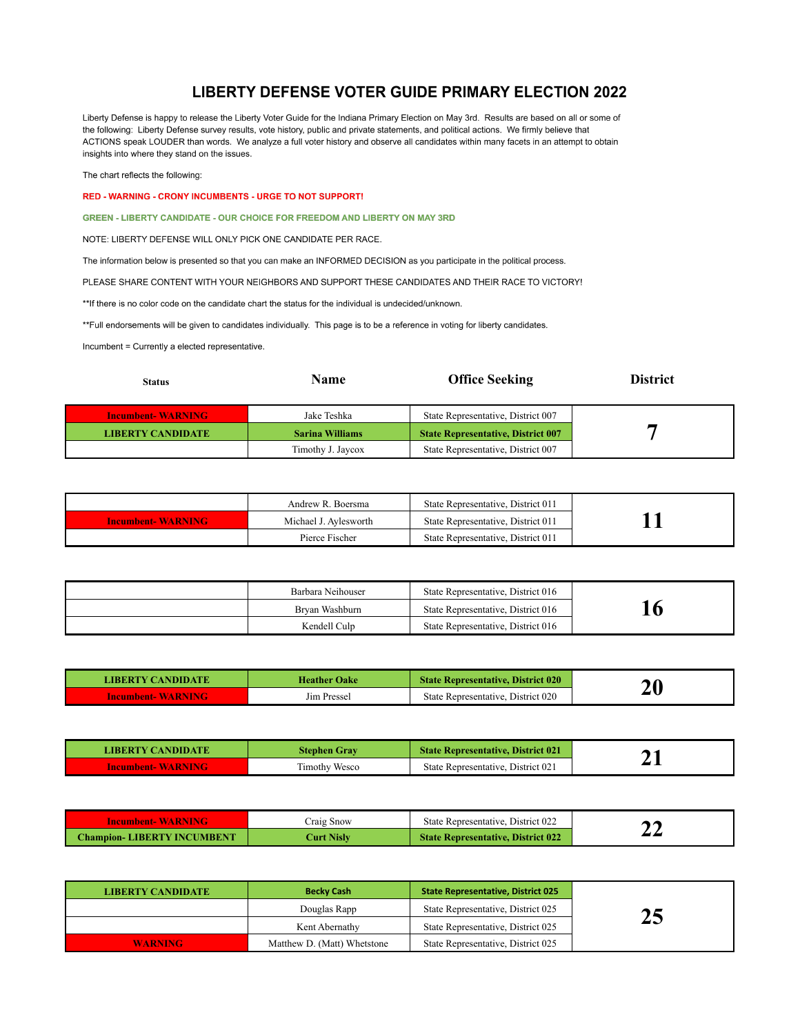# LIBERTY DEFENSE VOTER GUIDE PRIMARY ELECTION 2022

Liberty Defense is happy to release the Liberty Voter Guide for the Indiana Primary Election on May 3rd. Results are based on all or some of the following: Liberty Defense survey results, vote history, public and private statements, and political actions. We firmly believe that ACTIONS speak LOUDER than words. We analyze a full voter history and observe all candidates within many facets in an attempt to obtain insights into where they stand on the issues.

The chart reflects the following:

**RED - WARNING - CRONY INCUMBENTS - URGE TO NOT SUPPORT!**

**GREEN - LIBERTY CANDIDATE - OUR CHOICE FOR FREEDOM AND LIBERTY ON MAY 3RD**

NOTE: LIBERTY DEFENSE WILL ONLY PICK ONE CANDIDATE PER RACE.

The information below is presented so that you can make an INFORMED DECISION as you participate in the political process.

PLEASE SHARE CONTENT WITH YOUR NEIGHBORS AND SUPPORT THESE CANDIDATES AND THEIR RACE TO VICTORY!

**If there is no color code on the candidate chart the status for the individual is undecided/unknown.

**Full endorsements will be given to candidates individually. This page is to be a reference in voting for liberty candidates.

Incumbent = Currently a elected representative.

| Status | Name | Office Seeking | District |
|---|---|---|---|
| Incumbent- WARNING | Jake Teshka | State Representative, District 007 | 7 |
| **LIBERTY CANDIDATE** | **Sarina Williams** | **State Representative, District 007** | |
| | Timothy J. Jaycox | State Representative, District 007 | |
| | Andrew R. Boersma | State Representative, District 011 | 11 |
| Incumbent- WARNING | Michael J. Aylesworth | State Representative, District 011 | |
| | Pierce Fischer | State Representative, District 011 | |
| | Barbara Neihouser | State Representative, District 016 | 16 |
| | Bryan Washburn | State Representative, District 016 | |
| | Kendell Culp | State Representative, District 016 | |
| **LIBERTY CANDIDATE** | **Heather Oake** | **State Representative, District 020** | 20 |
| Incumbent- WARNING | Jim Pressel | State Representative, District 020 | |
| **LIBERTY CANDIDATE** | **Stephen Gray** | **State Representative, District 021** | 21 |
| Incumbent- WARNING | Timothy Wesco | State Representative, District 021 | |
| Incumbent- WARNING | Craig Snow | State Representative, District 022 | 22 |
| **Champion- LIBERTY INCUMBENT** | **Curt Nisly** | **State Representative, District 022** | |
| **LIBERTY CANDIDATE** | **Becky Cash** | **State Representative, District 025** | 25 |
| | Douglas Rapp | State Representative, District 025 | |
| | Kent Abernathy | State Representative, District 025 | |
| WARNING | Matthew D. (Matt) Whetstone | State Representative, District 025 | |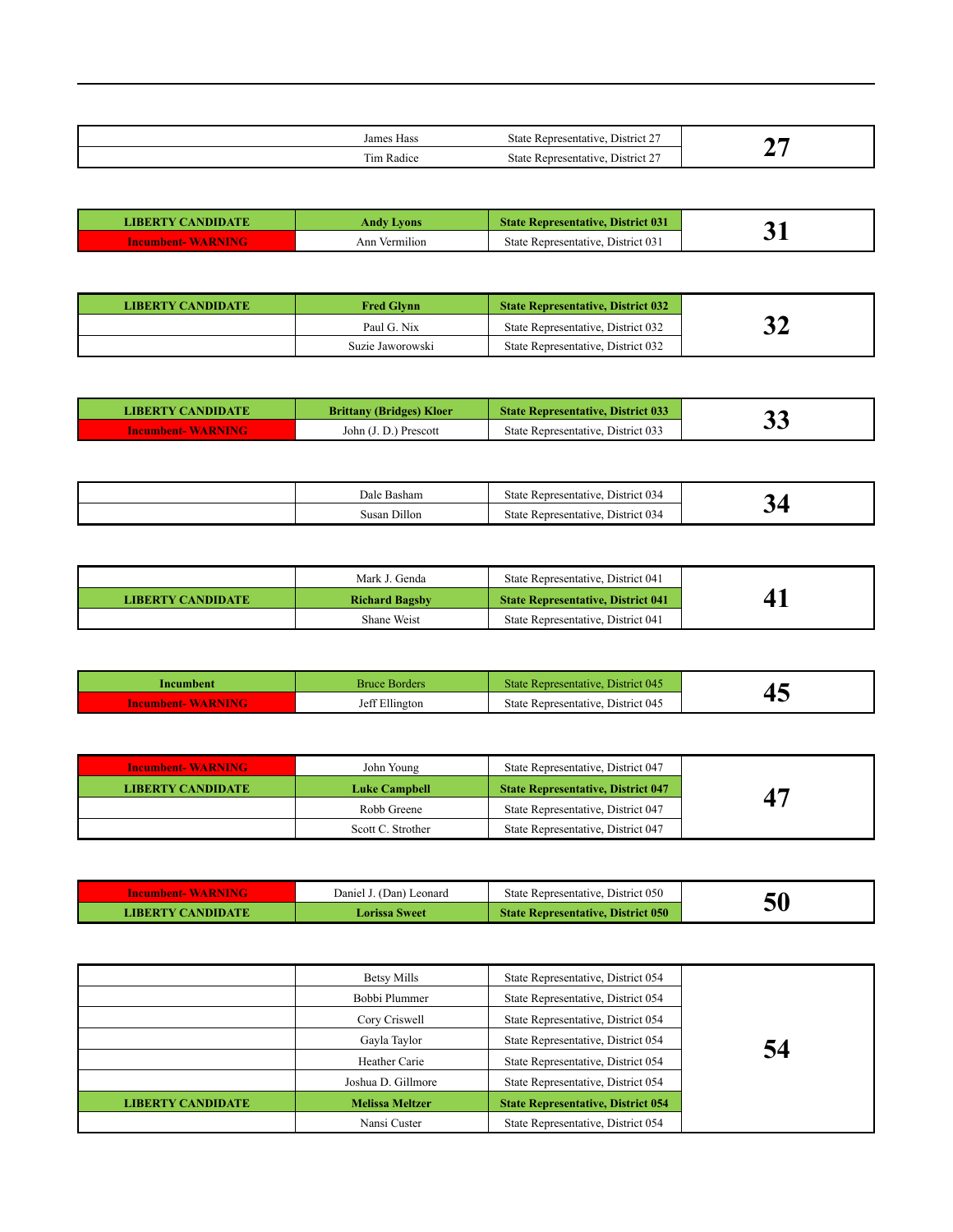| | | | |
|---|---|---|---|
| | James Hass | State Representative, District 27 | 27 |
| | Tim Radice | State Representative, District 27 | |

| | | | |
|---|---|---|---|
| **LIBERTY CANDIDATE** | **Andy Lyons** | **State Representative, District 031** | 31 |
| **Incumbent- WARNING** | Ann Vermilion | State Representative, District 031 | |

| | | | |
|---|---|---|---|
| **LIBERTY CANDIDATE** | **Fred Glynn** | **State Representative, District 032** | 32 |
| | Paul G. Nix | State Representative, District 032 | |
| | Suzie Jaworowski | State Representative, District 032 | |

| | | | |
|---|---|---|---|
| **LIBERTY CANDIDATE** | **Brittany (Bridges) Kloer** | **State Representative, District 033** | 33 |
| **Incumbent- WARNING** | John (J. D.) Prescott | State Representative, District 033 | |

| | | | |
|---|---|---|---|
| | Dale Basham | State Representative, District 034 | 34 |
| | Susan Dillon | State Representative, District 034 | |

| | | | |
|---|---|---|---|
| | Mark J. Genda | State Representative, District 041 | 41 |
| **LIBERTY CANDIDATE** | **Richard Bagsby** | **State Representative, District 041** | |
| | Shane Weist | State Representative, District 041 | |

| | | | |
|---|---|---|---|
| **Incumbent** | Bruce Borders | State Representative, District 045 | 45 |
| **Incumbent- WARNING** | Jeff Ellington | State Representative, District 045 | |

| | | | |
|---|---|---|---|
| **Incumbent- WARNING** | John Young | State Representative, District 047 | 47 |
| **LIBERTY CANDIDATE** | **Luke Campbell** | **State Representative, District 047** | |
| | Robb Greene | State Representative, District 047 | |
| | Scott C. Strother | State Representative, District 047 | |

| | | | |
|---|---|---|---|
| **Incumbent- WARNING** | Daniel J. (Dan) Leonard | State Representative, District 050 | 50 |
| **LIBERTY CANDIDATE** | **Lorissa Sweet** | **State Representative, District 050** | |

| | | | |
|---|---|---|---|
| | Betsy Mills | State Representative, District 054 | 54 |
| | Bobbi Plummer | State Representative, District 054 | |
| | Cory Criswell | State Representative, District 054 | |
| | Gayla Taylor | State Representative, District 054 | |
| | Heather Carie | State Representative, District 054 | |
| | Joshua D. Gillmore | State Representative, District 054 | |
| **LIBERTY CANDIDATE** | **Melissa Meltzer** | **State Representative, District 054** | |
| | Nansi Custer | State Representative, District 054 | |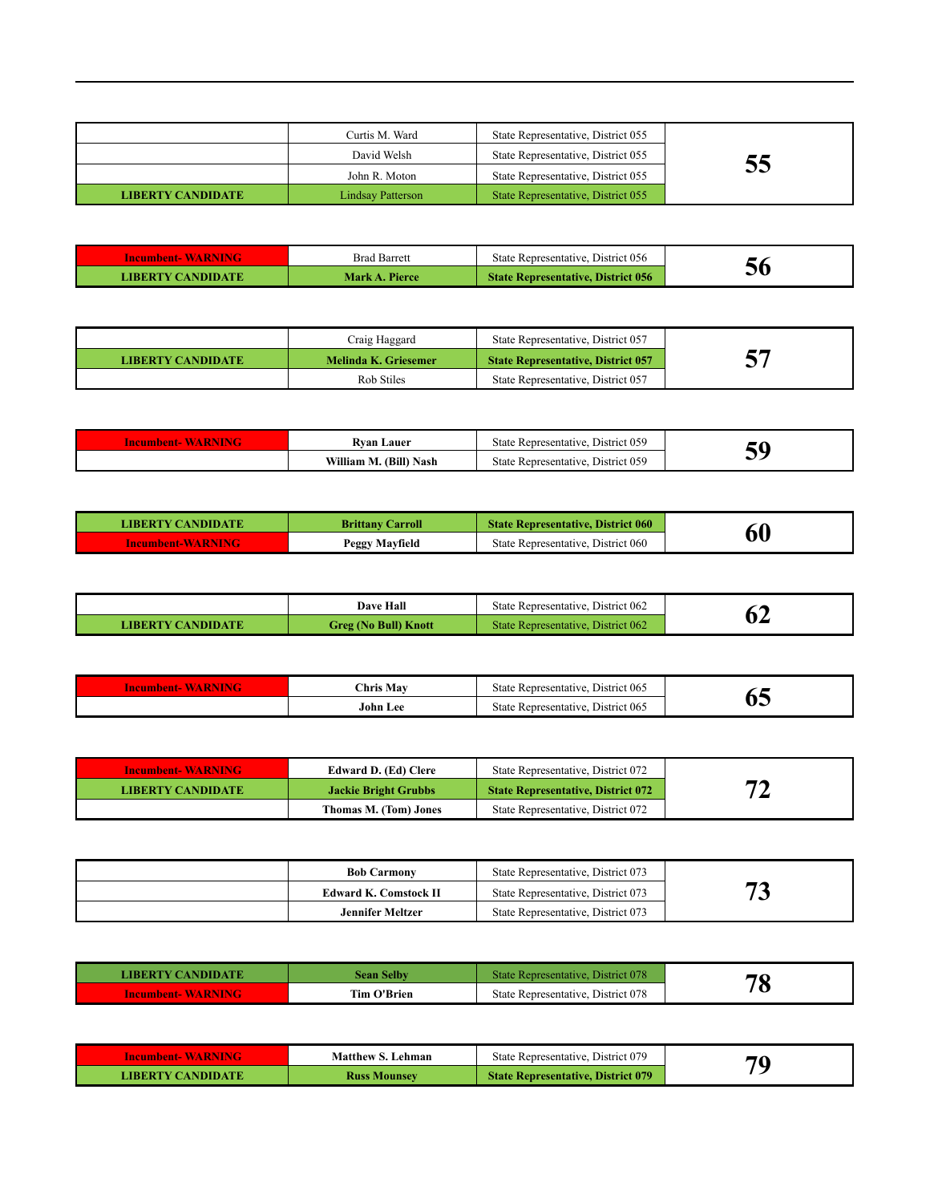| | | | |
|---|---|---|---|
| | Curtis M. Ward | State Representative, District 055 | **55** |
| | David Welsh | State Representative, District 055 | |
| | John R. Moton | State Representative, District 055 | |
| **LIBERTY CANDIDATE** | Lindsay Patterson | State Representative, District 055 | |

| | | | |
|---|---|---|---|
| **Incumbent- WARNING** | Brad Barrett | State Representative, District 056 | **56** |
| **LIBERTY CANDIDATE** | **Mark A. Pierce** | **State Representative, District 056** | |

| | | | |
|---|---|---|---|
| | Craig Haggard | State Representative, District 057 | **57** |
| **LIBERTY CANDIDATE** | **Melinda K. Griesemer** | **State Representative, District 057** | |
| | Rob Stiles | State Representative, District 057 | |

| | | | |
|---|---|---|---|
| **Incumbent- WARNING** | **Ryan Lauer** | State Representative, District 059 | **59** |
| | **William M. (Bill) Nash** | State Representative, District 059 | |

| | | | |
|---|---|---|---|
| **LIBERTY CANDIDATE** | **Brittany Carroll** | **State Representative, District 060** | **60** |
| **Incumbent-WARNING** | **Peggy Mayfield** | State Representative, District 060 | |

| | | | |
|---|---|---|---|
| | **Dave Hall** | State Representative, District 062 | **62** |
| **LIBERTY CANDIDATE** | **Greg (No Bull) Knott** | State Representative, District 062 | |

| | | | |
|---|---|---|---|
| **Incumbent- WARNING** | **Chris May** | State Representative, District 065 | **65** |
| | **John Lee** | State Representative, District 065 | |

| | | | |
|---|---|---|---|
| **Incumbent- WARNING** | **Edward D. (Ed) Clere** | State Representative, District 072 | **72** |
| **LIBERTY CANDIDATE** | **Jackie Bright Grubbs** | **State Representative, District 072** | |
| | **Thomas M. (Tom) Jones** | State Representative, District 072 | |

| | | | |
|---|---|---|---|
| | **Bob Carmony** | State Representative, District 073 | **73** |
| | **Edward K. Comstock II** | State Representative, District 073 | |
| | **Jennifer Meltzer** | State Representative, District 073 | |

| | | | |
|---|---|---|---|
| **LIBERTY CANDIDATE** | **Sean Selby** | State Representative, District 078 | **78** |
| **Incumbent- WARNING** | **Tim O'Brien** | State Representative, District 078 | |

| | | | |
|---|---|---|---|
| **Incumbent- WARNING** | **Matthew S. Lehman** | State Representative, District 079 | **79** |
| **LIBERTY CANDIDATE** | **Russ Mounsey** | **State Representative, District 079** | |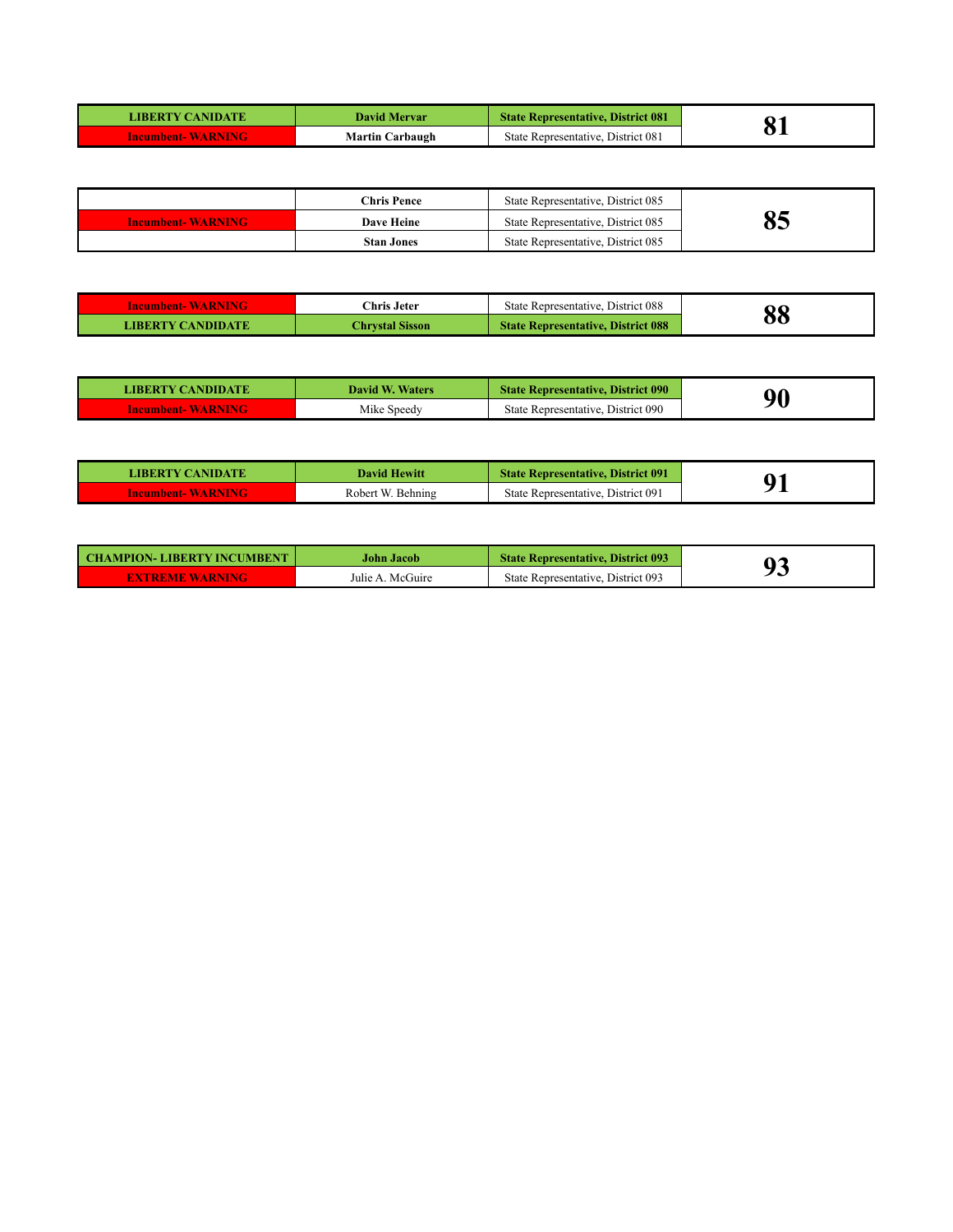| | | | |
|---|---|---|---|
| LIBERTY CANIDATE | **David Mervar** | **State Representative, District 081** | **81** |
| Incumbent- WARNING | **Martin Carbaugh** | State Representative, District 081 | |

| | | | |
|---|---|---|---|
| | **Chris Pence** | State Representative, District 085 | **85** |
| Incumbent- WARNING | **Dave Heine** | State Representative, District 085 | |
| | **Stan Jones** | State Representative, District 085 | |

| | | | |
|---|---|---|---|
| Incumbent- WARNING | **Chris Jeter** | State Representative, District 088 | **88** |
| LIBERTY CANDIDATE | **Chrystal Sisson** | **State Representative, District 088** | |

| | | | |
|---|---|---|---|
| LIBERTY CANDIDATE | **David W. Waters** | **State Representative, District 090** | **90** |
| Incumbent- WARNING | Mike Speedy | State Representative, District 090 | |

| | | | |
|---|---|---|---|
| LIBERTY CANIDATE | **David Hewitt** | **State Representative, District 091** | **91** |
| Incumbent- WARNING | Robert W. Behning | State Representative, District 091 | |

| | | | |
|---|---|---|---|
| CHAMPION- LIBERTY INCUMBENT | **John Jacob** | **State Representative, District 093** | **93** |
| EXTREME WARNING | Julie A. McGuire | State Representative, District 093 | |